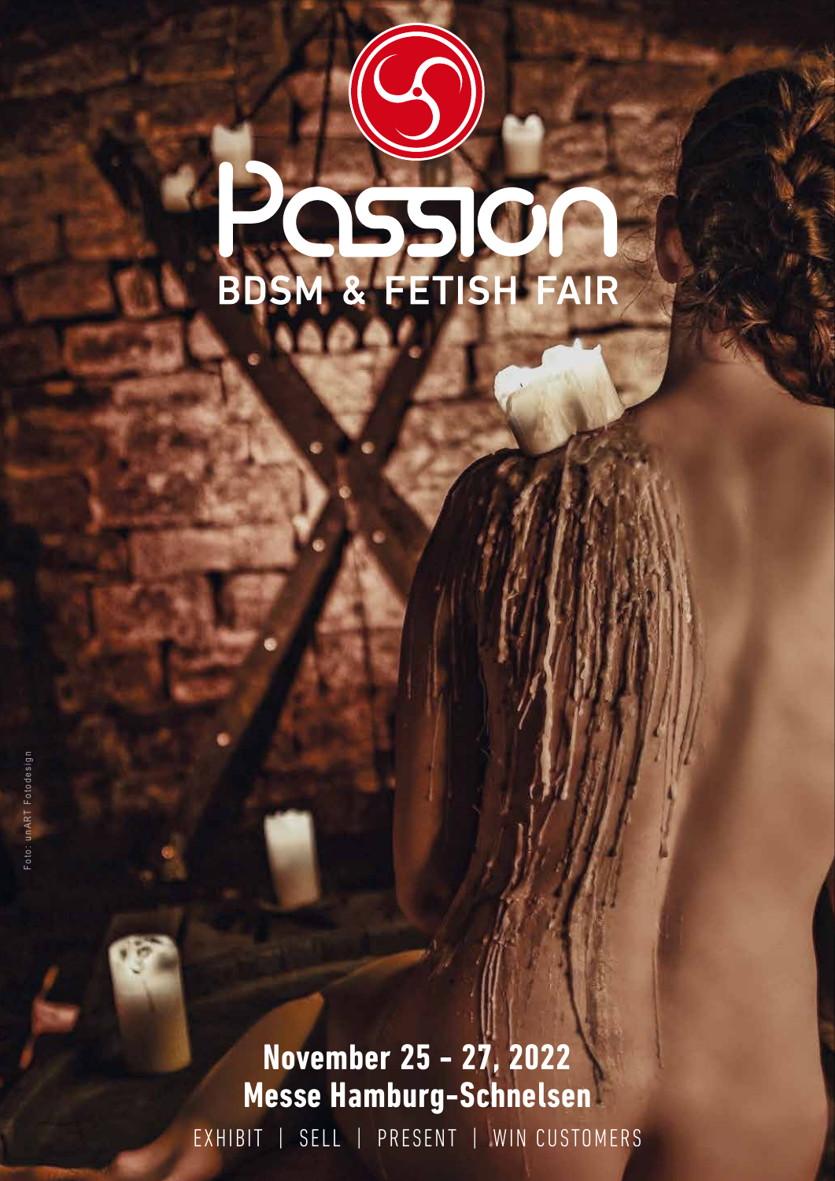# Passion

## BDSM & FETISH FAIR

**November 25 - 27, 2022**
**Messe Hamburg-Schnelsen**

EXHIBIT | SELL | PRESENT | WIN CUSTOMERS

Foto: unART Fotodesign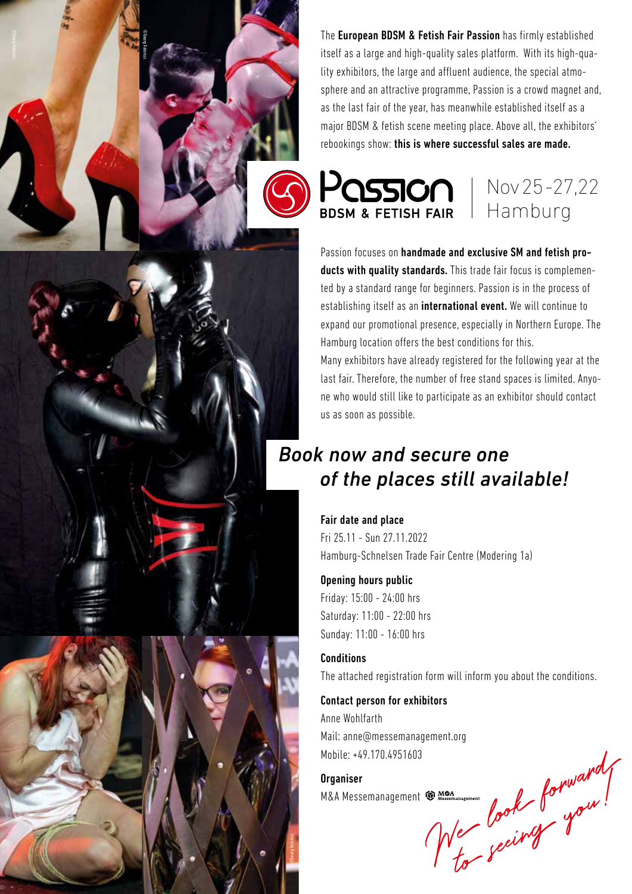The **European BDSM & Fetish Fair Passion** has firmly established itself as a large and high-quality sales platform. With its high-quality exhibitors, the large and affluent audience, the special atmosphere and an attractive programme, Passion is a crowd magnet and, as the last fair of the year, has meanwhile established itself as a major BDSM & fetish scene meeting place. Above all, the exhibitors' rebookings show: **this is where successful sales are made.**

Passion
BDSM & FETISH FAIR

Nov 25-27,22
Hamburg

Passion focuses on **handmade and exclusive SM and fetish products with quality standards.** This trade fair focus is complemented by a standard range for beginners. Passion is in the process of establishing itself as an **international event.** We will continue to expand our promotional presence, especially in Northern Europe. The Hamburg location offers the best conditions for this.

Many exhibitors have already registered for the following year at the last fair. Therefore, the number of free stand spaces is limited. Anyone who would still like to participate as an exhibitor should contact us as soon as possible.

## *Book now and secure one of the places still available!*

**Fair date and place**
Fri 25.11 - Sun 27.11.2022
Hamburg-Schnelsen Trade Fair Centre (Modering 1a)

**Opening hours public**
Friday: 15:00 - 24:00 hrs
Saturday: 11:00 - 22:00 hrs
Sunday: 11:00 - 16:00 hrs

**Conditions**
The attached registration form will inform you about the conditions.

**Contact person for exhibitors**
Anne Wohlfarth
Mail: anne@messemanagement.org
Mobile: +49.170.4951603

**Organiser**
M&A Messemanagement

*We look forward to seeing you!*